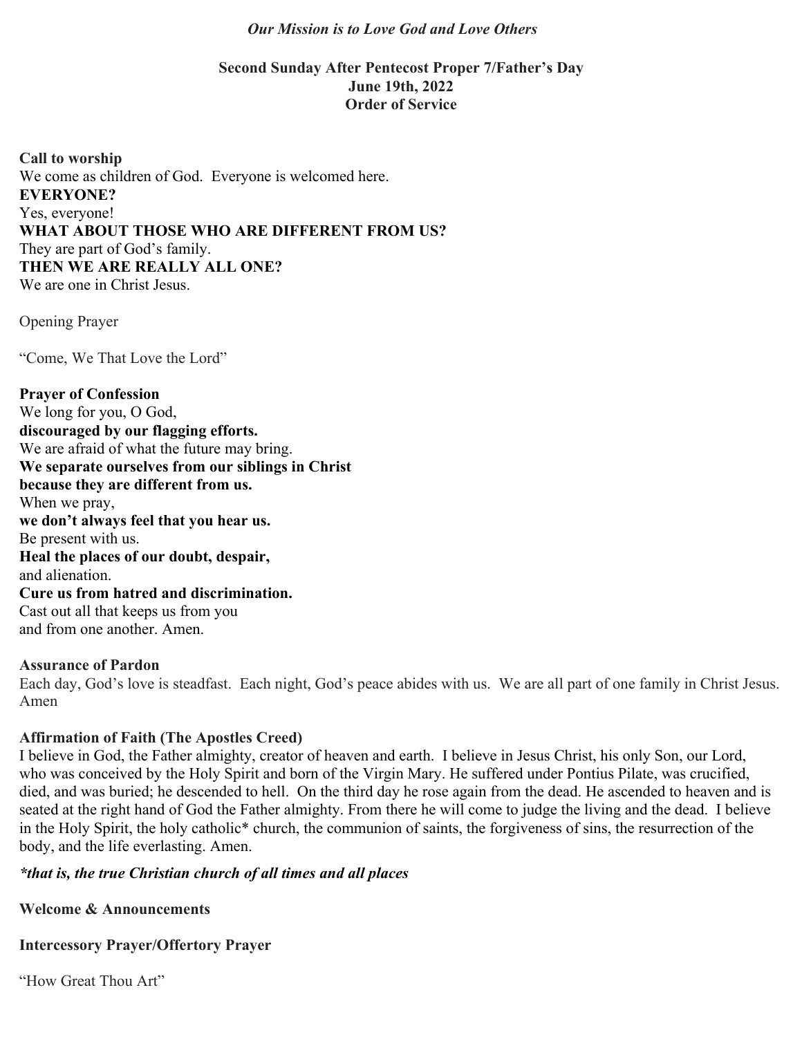***Our Mission is to Love God and Love Others***

**Second Sunday After Pentecost Proper 7/Father's Day**
**June 19th, 2022**
**Order of Service**

**Call to worship**
We come as children of God. Everyone is welcomed here.
**EVERYONE?**
Yes, everyone!
**WHAT ABOUT THOSE WHO ARE DIFFERENT FROM US?**
They are part of God's family.
**THEN WE ARE REALLY ALL ONE?**
We are one in Christ Jesus.

Opening Prayer

"Come, We That Love the Lord"

**Prayer of Confession**
We long for you, O God,
**discouraged by our flagging efforts.**
We are afraid of what the future may bring.
**We separate ourselves from our siblings in Christ**
**because they are different from us.**
When we pray,
**we don't always feel that you hear us.**
Be present with us.
**Heal the places of our doubt, despair,**
and alienation.
**Cure us from hatred and discrimination.**
Cast out all that keeps us from you
and from one another. Amen.

**Assurance of Pardon**
Each day, God's love is steadfast. Each night, God's peace abides with us. We are all part of one family in Christ Jesus. Amen

**Affirmation of Faith (The Apostles Creed)**
I believe in God, the Father almighty, creator of heaven and earth. I believe in Jesus Christ, his only Son, our Lord, who was conceived by the Holy Spirit and born of the Virgin Mary. He suffered under Pontius Pilate, was crucified, died, and was buried; he descended to hell. On the third day he rose again from the dead. He ascended to heaven and is seated at the right hand of God the Father almighty. From there he will come to judge the living and the dead. I believe in the Holy Spirit, the holy catholic* church, the communion of saints, the forgiveness of sins, the resurrection of the body, and the life everlasting. Amen.

***that is, the true Christian church of all times and all places***

**Welcome & Announcements**

**Intercessory Prayer/Offertory Prayer**

"How Great Thou Art"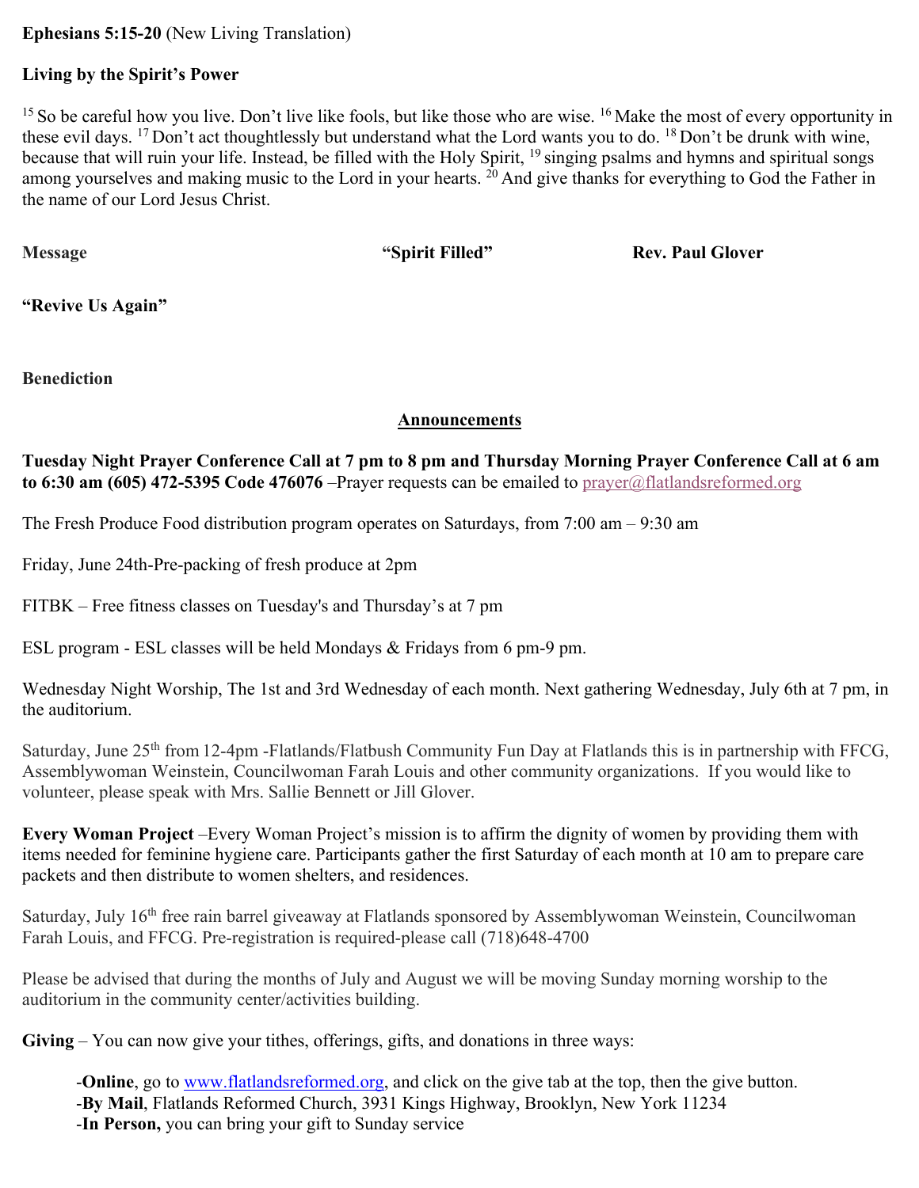**Ephesians 5:15-20** (New Living Translation)

**Living by the Spirit's Power**

[15] So be careful how you live. Don't live like fools, but like those who are wise. [16] Make the most of every opportunity in these evil days. [17] Don't act thoughtlessly but understand what the Lord wants you to do. [18] Don't be drunk with wine, because that will ruin your life. Instead, be filled with the Holy Spirit, [19] singing psalms and hymns and spiritual songs among yourselves and making music to the Lord in your hearts. [20] And give thanks for everything to God the Father in the name of our Lord Jesus Christ.

**Message** **"Spirit Filled"** **Rev. Paul Glover**

**"Revive Us Again"**

**Benediction**

## Announcements

**Tuesday Night Prayer Conference Call at 7 pm to 8 pm and Thursday Morning Prayer Conference Call at 6 am to 6:30 am (605) 472-5395 Code 476076** –Prayer requests can be emailed to prayer@flatlandsreformed.org

The Fresh Produce Food distribution program operates on Saturdays, from 7:00 am – 9:30 am

Friday, June 24th-Pre-packing of fresh produce at 2pm

FITBK – Free fitness classes on Tuesday's and Thursday's at 7 pm

ESL program - ESL classes will be held Mondays & Fridays from 6 pm-9 pm.

Wednesday Night Worship, The 1st and 3rd Wednesday of each month. Next gathering Wednesday, July 6th at 7 pm, in the auditorium.

Saturday, June 25th from 12-4pm -Flatlands/Flatbush Community Fun Day at Flatlands this is in partnership with FFCG, Assemblywoman Weinstein, Councilwoman Farah Louis and other community organizations. If you would like to volunteer, please speak with Mrs. Sallie Bennett or Jill Glover.

**Every Woman Project** –Every Woman Project's mission is to affirm the dignity of women by providing them with items needed for feminine hygiene care. Participants gather the first Saturday of each month at 10 am to prepare care packets and then distribute to women shelters, and residences.

Saturday, July 16th free rain barrel giveaway at Flatlands sponsored by Assemblywoman Weinstein, Councilwoman Farah Louis, and FFCG. Pre-registration is required-please call (718)648-4700

Please be advised that during the months of July and August we will be moving Sunday morning worship to the auditorium in the community center/activities building.

**Giving** – You can now give your tithes, offerings, gifts, and donations in three ways:

-**Online**, go to www.flatlandsreformed.org, and click on the give tab at the top, then the give button.
-**By Mail**, Flatlands Reformed Church, 3931 Kings Highway, Brooklyn, New York 11234
-**In Person,** you can bring your gift to Sunday service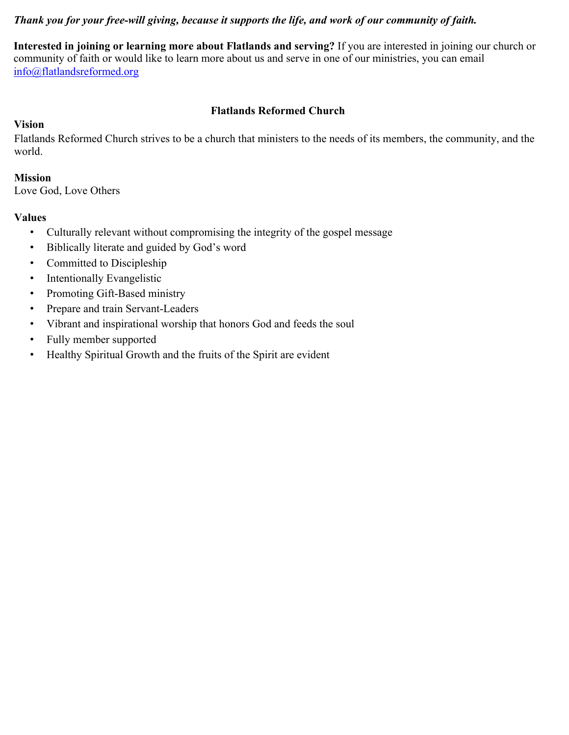***Thank you for your free-will giving, because it supports the life, and work of our community of faith.***

**Interested in joining or learning more about Flatlands and serving?** If you are interested in joining our church or community of faith or would like to learn more about us and serve in one of our ministries, you can email [info@flatlandsreformed.org](mailto:info@flatlandsreformed.org)

## Flatlands Reformed Church

**Vision**

Flatlands Reformed Church strives to be a church that ministers to the needs of its members, the community, and the world.

**Mission**

Love God, Love Others

**Values**

- Culturally relevant without compromising the integrity of the gospel message
- Biblically literate and guided by God's word
- Committed to Discipleship
- Intentionally Evangelistic
- Promoting Gift-Based ministry
- Prepare and train Servant-Leaders
- Vibrant and inspirational worship that honors God and feeds the soul
- Fully member supported
- Healthy Spiritual Growth and the fruits of the Spirit are evident